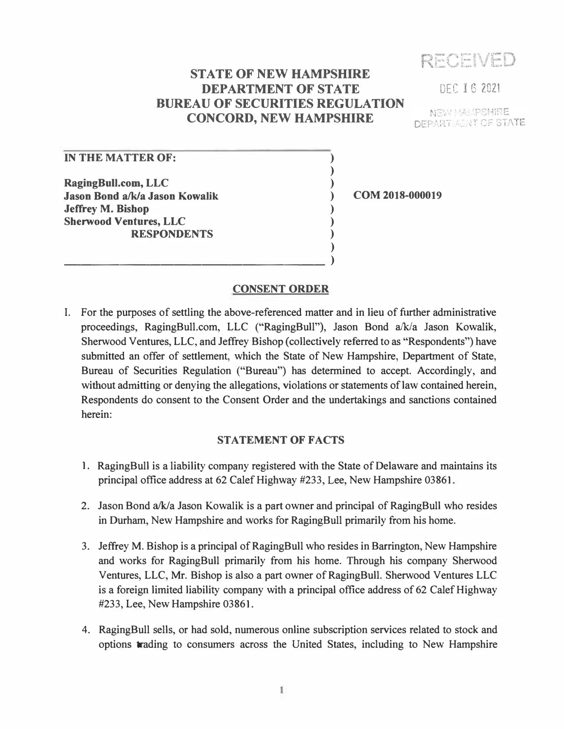RECEIVED

DEC 16 2021

NEW HAMPSHIRE DEPARTMENT OF STATE

# STATE OF NEW HAMPSHIRE
# DEPARTMENT OF STATE
# BUREAU OF SECURITIES REGULATION
# CONCORD, NEW HAMPSHIRE

**IN THE MATTER OF:**

**RagingBull.com, LLC**
**Jason Bond a/k/a Jason Kowalik**
**Jeffrey M. Bishop**
**Sherwood Ventures, LLC**
**RESPONDENTS**

**COM 2018-000019**

## CONSENT ORDER

I. For the purposes of settling the above-referenced matter and in lieu of further administrative proceedings, RagingBull.com, LLC ("RagingBull"), Jason Bond a/k/a Jason Kowalik, Sherwood Ventures, LLC, and Jeffrey Bishop (collectively referred to as "Respondents") have submitted an offer of settlement, which the State of New Hampshire, Department of State, Bureau of Securities Regulation ("Bureau") has determined to accept. Accordingly, and without admitting or denying the allegations, violations or statements of law contained herein, Respondents do consent to the Consent Order and the undertakings and sanctions contained herein:

### STATEMENT OF FACTS

1. RagingBull is a liability company registered with the State of Delaware and maintains its principal office address at 62 Calef Highway #233, Lee, New Hampshire 03861.

2. Jason Bond a/k/a Jason Kowalik is a part owner and principal of RagingBull who resides in Durham, New Hampshire and works for RagingBull primarily from his home.

3. Jeffrey M. Bishop is a principal of RagingBull who resides in Barrington, New Hampshire and works for RagingBull primarily from his home. Through his company Sherwood Ventures, LLC, Mr. Bishop is also a part owner of RagingBull. Sherwood Ventures LLC is a foreign limited liability company with a principal office address of 62 Calef Highway #233, Lee, New Hampshire 03861.

4. RagingBull sells, or had sold, numerous online subscription services related to stock and options trading to consumers across the United States, including to New Hampshire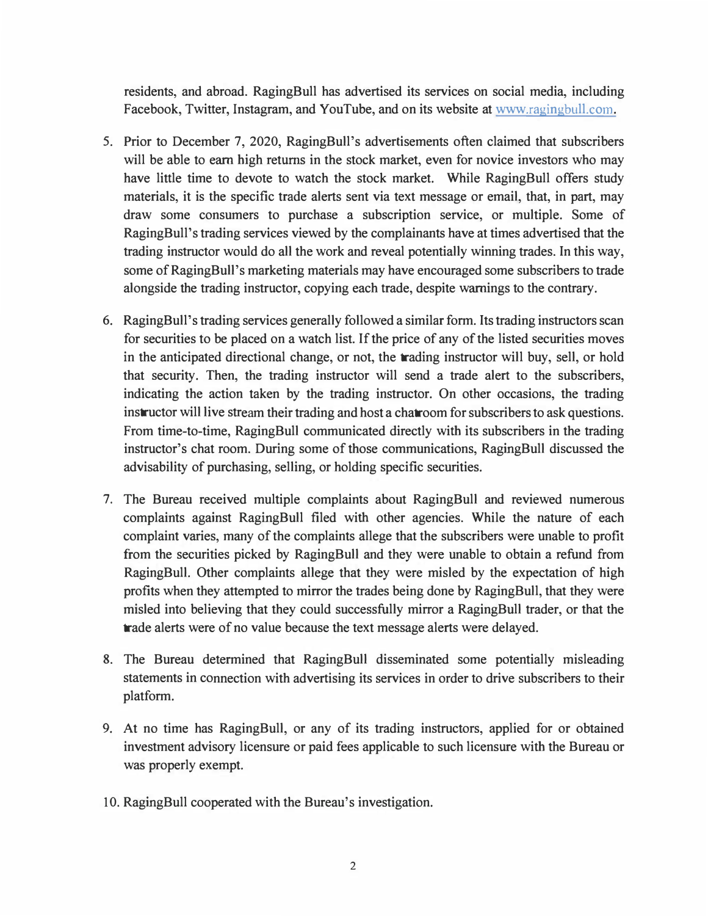residents, and abroad. RagingBull has advertised its services on social media, including Facebook, Twitter, Instagram, and YouTube, and on its website at www.ragingbull.com.

5. Prior to December 7, 2020, RagingBull's advertisements often claimed that subscribers will be able to earn high returns in the stock market, even for novice investors who may have little time to devote to watch the stock market. While RagingBull offers study materials, it is the specific trade alerts sent via text message or email, that, in part, may draw some consumers to purchase a subscription service, or multiple. Some of RagingBull's trading services viewed by the complainants have at times advertised that the trading instructor would do all the work and reveal potentially winning trades. In this way, some of RagingBull's marketing materials may have encouraged some subscribers to trade alongside the trading instructor, copying each trade, despite warnings to the contrary.

6. RagingBull's trading services generally followed a similar form. Its trading instructors scan for securities to be placed on a watch list. If the price of any of the listed securities moves in the anticipated directional change, or not, the trading instructor will buy, sell, or hold that security. Then, the trading instructor will send a trade alert to the subscribers, indicating the action taken by the trading instructor. On other occasions, the trading instructor will live stream their trading and host a chatroom for subscribers to ask questions. From time-to-time, RagingBull communicated directly with its subscribers in the trading instructor's chat room. During some of those communications, RagingBull discussed the advisability of purchasing, selling, or holding specific securities.

7. The Bureau received multiple complaints about RagingBull and reviewed numerous complaints against RagingBull filed with other agencies. While the nature of each complaint varies, many of the complaints allege that the subscribers were unable to profit from the securities picked by RagingBull and they were unable to obtain a refund from RagingBull. Other complaints allege that they were misled by the expectation of high profits when they attempted to mirror the trades being done by RagingBull, that they were misled into believing that they could successfully mirror a RagingBull trader, or that the trade alerts were of no value because the text message alerts were delayed.

8. The Bureau determined that RagingBull disseminated some potentially misleading statements in connection with advertising its services in order to drive subscribers to their platform.

9. At no time has RagingBull, or any of its trading instructors, applied for or obtained investment advisory licensure or paid fees applicable to such licensure with the Bureau or was properly exempt.

10. RagingBull cooperated with the Bureau's investigation.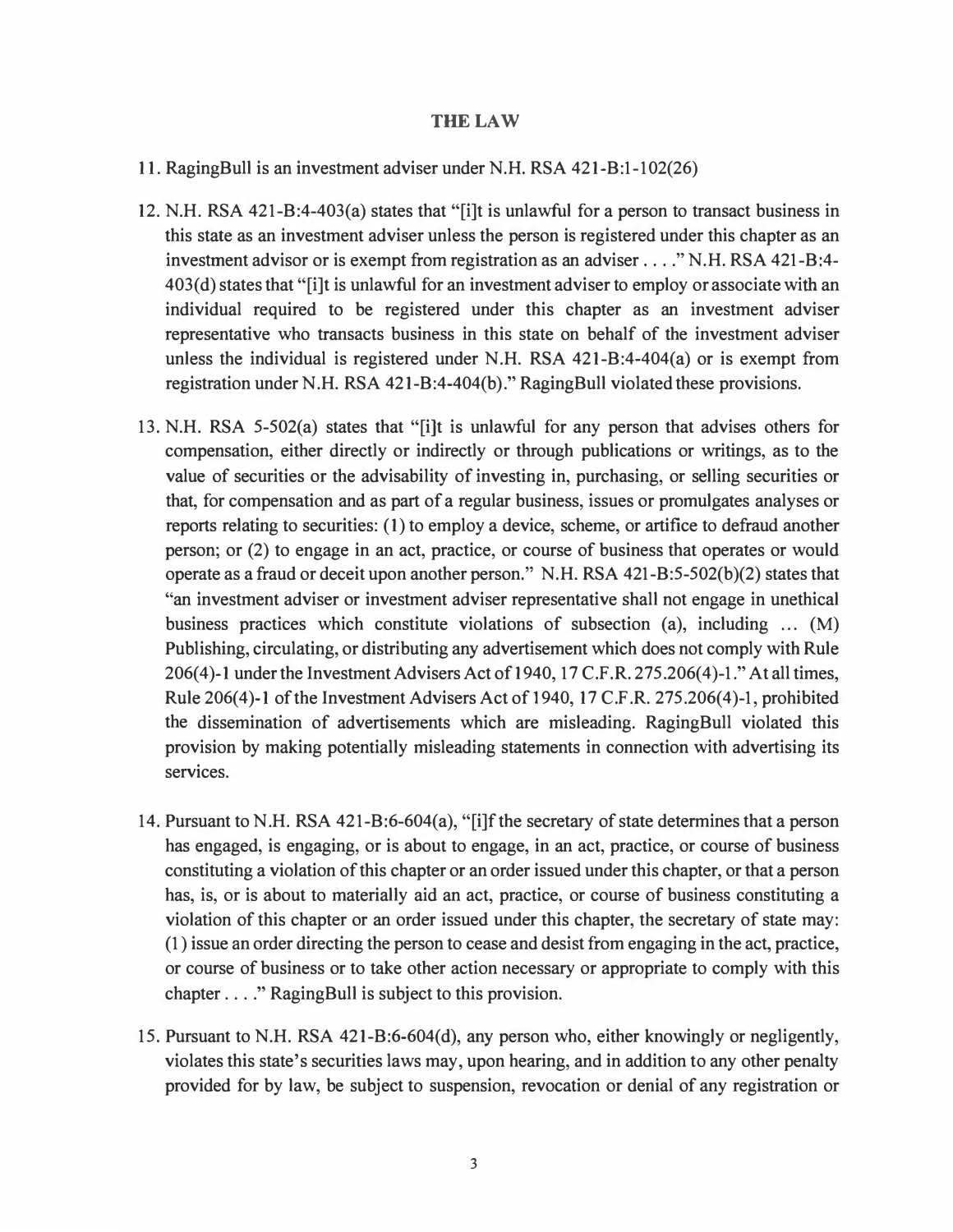## THE LAW

11. RagingBull is an investment adviser under N.H. RSA 421-B:1-102(26)

12. N.H. RSA 421-B:4-403(a) states that "[i]t is unlawful for a person to transact business in this state as an investment adviser unless the person is registered under this chapter as an investment advisor or is exempt from registration as an adviser . . . ." N.H. RSA 421-B:4-403(d) states that "[i]t is unlawful for an investment adviser to employ or associate with an individual required to be registered under this chapter as an investment adviser representative who transacts business in this state on behalf of the investment adviser unless the individual is registered under N.H. RSA 421-B:4-404(a) or is exempt from registration under N.H. RSA 421-B:4-404(b)." RagingBull violated these provisions.

13. N.H. RSA 5-502(a) states that "[i]t is unlawful for any person that advises others for compensation, either directly or indirectly or through publications or writings, as to the value of securities or the advisability of investing in, purchasing, or selling securities or that, for compensation and as part of a regular business, issues or promulgates analyses or reports relating to securities: (1) to employ a device, scheme, or artifice to defraud another person; or (2) to engage in an act, practice, or course of business that operates or would operate as a fraud or deceit upon another person." N.H. RSA 421-B:5-502(b)(2) states that "an investment adviser or investment adviser representative shall not engage in unethical business practices which constitute violations of subsection (a), including ... (M) Publishing, circulating, or distributing any advertisement which does not comply with Rule 206(4)-1 under the Investment Advisers Act of 1940, 17 C.F.R. 275.206(4)-1." At all times, Rule 206(4)-1 of the Investment Advisers Act of 1940, 17 C.F.R. 275.206(4)-1, prohibited the dissemination of advertisements which are misleading. RagingBull violated this provision by making potentially misleading statements in connection with advertising its services.

14. Pursuant to N.H. RSA 421-B:6-604(a), "[i]f the secretary of state determines that a person has engaged, is engaging, or is about to engage, in an act, practice, or course of business constituting a violation of this chapter or an order issued under this chapter, or that a person has, is, or is about to materially aid an act, practice, or course of business constituting a violation of this chapter or an order issued under this chapter, the secretary of state may: (1) issue an order directing the person to cease and desist from engaging in the act, practice, or course of business or to take other action necessary or appropriate to comply with this chapter . . . ." RagingBull is subject to this provision.

15. Pursuant to N.H. RSA 421-B:6-604(d), any person who, either knowingly or negligently, violates this state's securities laws may, upon hearing, and in addition to any other penalty provided for by law, be subject to suspension, revocation or denial of any registration or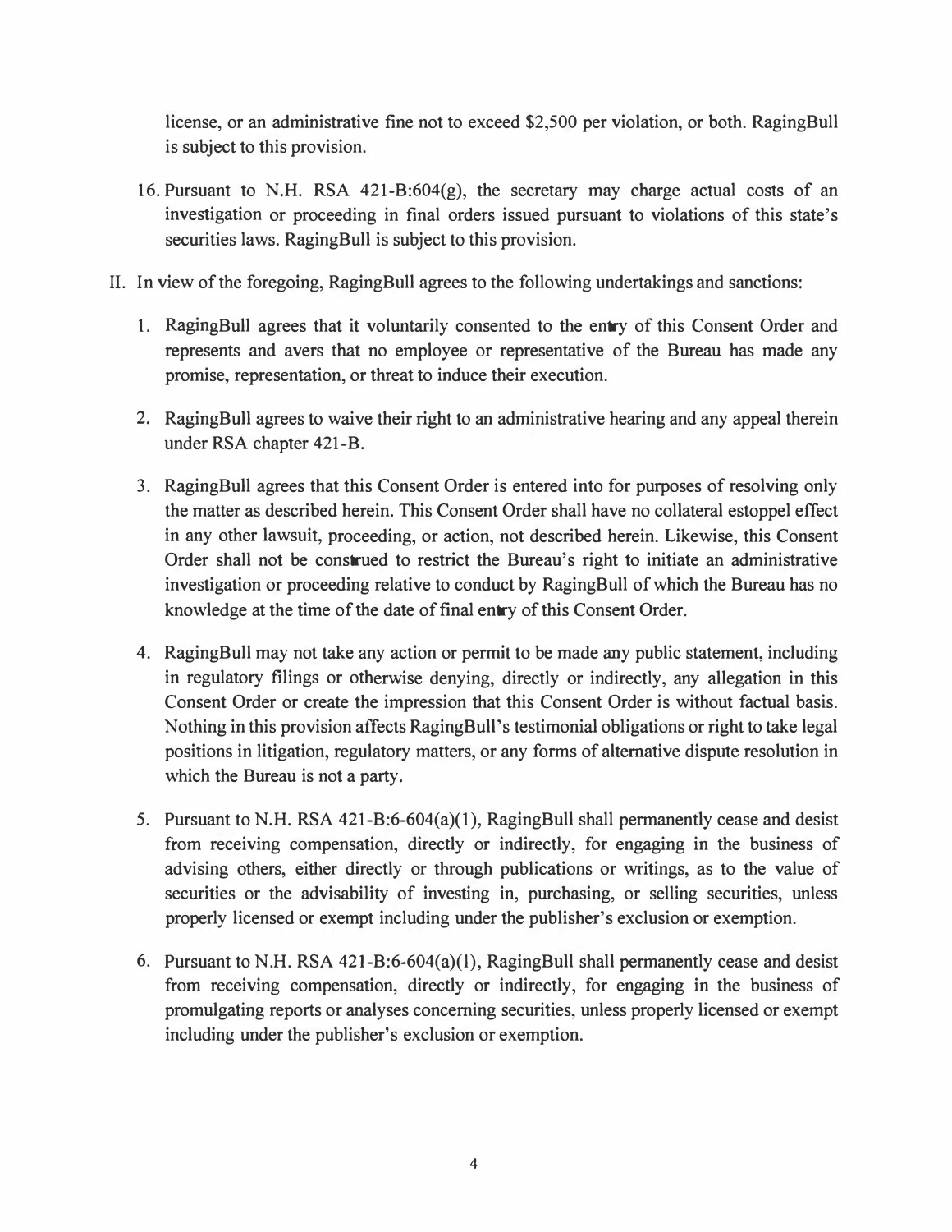license, or an administrative fine not to exceed $2,500 per violation, or both. RagingBull is subject to this provision.

16. Pursuant to N.H. RSA 421-B:604(g), the secretary may charge actual costs of an investigation or proceeding in final orders issued pursuant to violations of this state's securities laws. RagingBull is subject to this provision.

II. In view of the foregoing, RagingBull agrees to the following undertakings and sanctions:

1. RagingBull agrees that it voluntarily consented to the entry of this Consent Order and represents and avers that no employee or representative of the Bureau has made any promise, representation, or threat to induce their execution.

2. RagingBull agrees to waive their right to an administrative hearing and any appeal therein under RSA chapter 421-B.

3. RagingBull agrees that this Consent Order is entered into for purposes of resolving only the matter as described herein. This Consent Order shall have no collateral estoppel effect in any other lawsuit, proceeding, or action, not described herein. Likewise, this Consent Order shall not be construed to restrict the Bureau's right to initiate an administrative investigation or proceeding relative to conduct by RagingBull of which the Bureau has no knowledge at the time of the date of final entry of this Consent Order.

4. RagingBull may not take any action or permit to be made any public statement, including in regulatory filings or otherwise denying, directly or indirectly, any allegation in this Consent Order or create the impression that this Consent Order is without factual basis. Nothing in this provision affects RagingBull's testimonial obligations or right to take legal positions in litigation, regulatory matters, or any forms of alternative dispute resolution in which the Bureau is not a party.

5. Pursuant to N.H. RSA 421-B:6-604(a)(1), RagingBull shall permanently cease and desist from receiving compensation, directly or indirectly, for engaging in the business of advising others, either directly or through publications or writings, as to the value of securities or the advisability of investing in, purchasing, or selling securities, unless properly licensed or exempt including under the publisher's exclusion or exemption.

6. Pursuant to N.H. RSA 421-B:6-604(a)(1), RagingBull shall permanently cease and desist from receiving compensation, directly or indirectly, for engaging in the business of promulgating reports or analyses concerning securities, unless properly licensed or exempt including under the publisher's exclusion or exemption.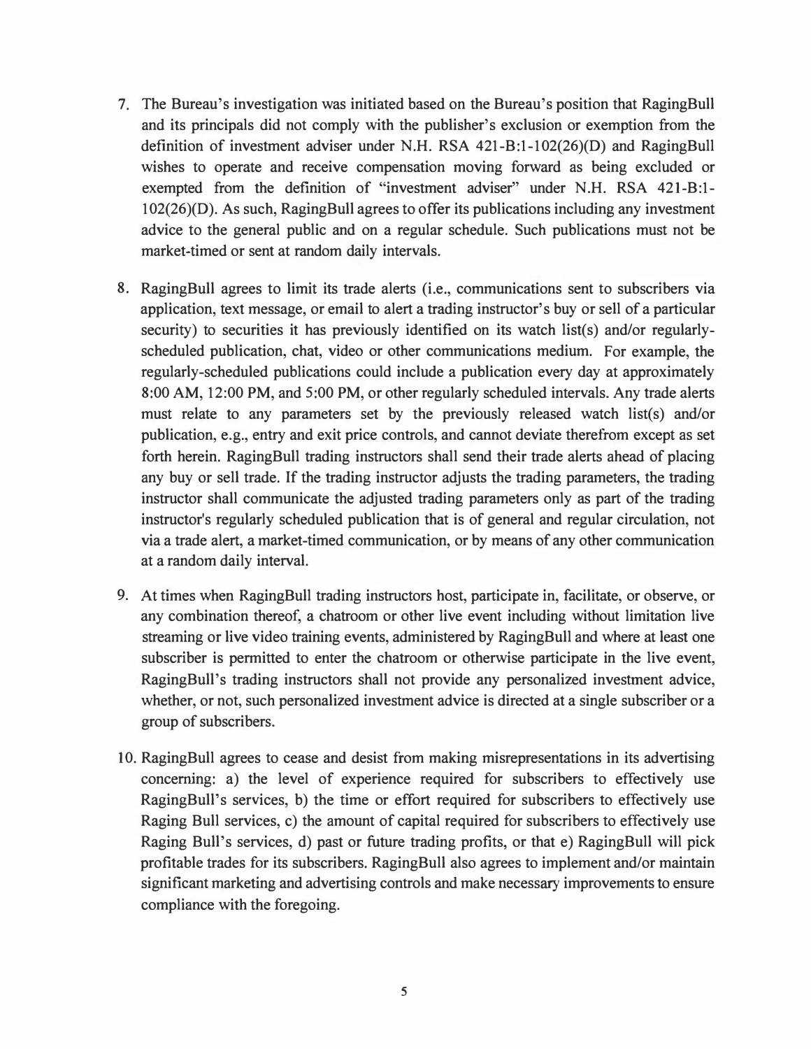7. The Bureau's investigation was initiated based on the Bureau's position that RagingBull and its principals did not comply with the publisher's exclusion or exemption from the definition of investment adviser under N.H. RSA 421-B:1-102(26)(D) and RagingBull wishes to operate and receive compensation moving forward as being excluded or exempted from the definition of "investment adviser" under N.H. RSA 421-B:1-102(26)(D). As such, RagingBull agrees to offer its publications including any investment advice to the general public and on a regular schedule. Such publications must not be market-timed or sent at random daily intervals.

8. RagingBull agrees to limit its trade alerts (i.e., communications sent to subscribers via application, text message, or email to alert a trading instructor's buy or sell of a particular security) to securities it has previously identified on its watch list(s) and/or regularly-scheduled publication, chat, video or other communications medium. For example, the regularly-scheduled publications could include a publication every day at approximately 8:00 AM, 12:00 PM, and 5:00 PM, or other regularly scheduled intervals. Any trade alerts must relate to any parameters set by the previously released watch list(s) and/or publication, e.g., entry and exit price controls, and cannot deviate therefrom except as set forth herein. RagingBull trading instructors shall send their trade alerts ahead of placing any buy or sell trade. If the trading instructor adjusts the trading parameters, the trading instructor shall communicate the adjusted trading parameters only as part of the trading instructor's regularly scheduled publication that is of general and regular circulation, not via a trade alert, a market-timed communication, or by means of any other communication at a random daily interval.

9. At times when RagingBull trading instructors host, participate in, facilitate, or observe, or any combination thereof, a chatroom or other live event including without limitation live streaming or live video training events, administered by RagingBull and where at least one subscriber is permitted to enter the chatroom or otherwise participate in the live event, RagingBull's trading instructors shall not provide any personalized investment advice, whether, or not, such personalized investment advice is directed at a single subscriber or a group of subscribers.

10. RagingBull agrees to cease and desist from making misrepresentations in its advertising concerning: a) the level of experience required for subscribers to effectively use RagingBull's services, b) the time or effort required for subscribers to effectively use Raging Bull services, c) the amount of capital required for subscribers to effectively use Raging Bull's services, d) past or future trading profits, or that e) RagingBull will pick profitable trades for its subscribers. RagingBull also agrees to implement and/or maintain significant marketing and advertising controls and make necessary improvements to ensure compliance with the foregoing.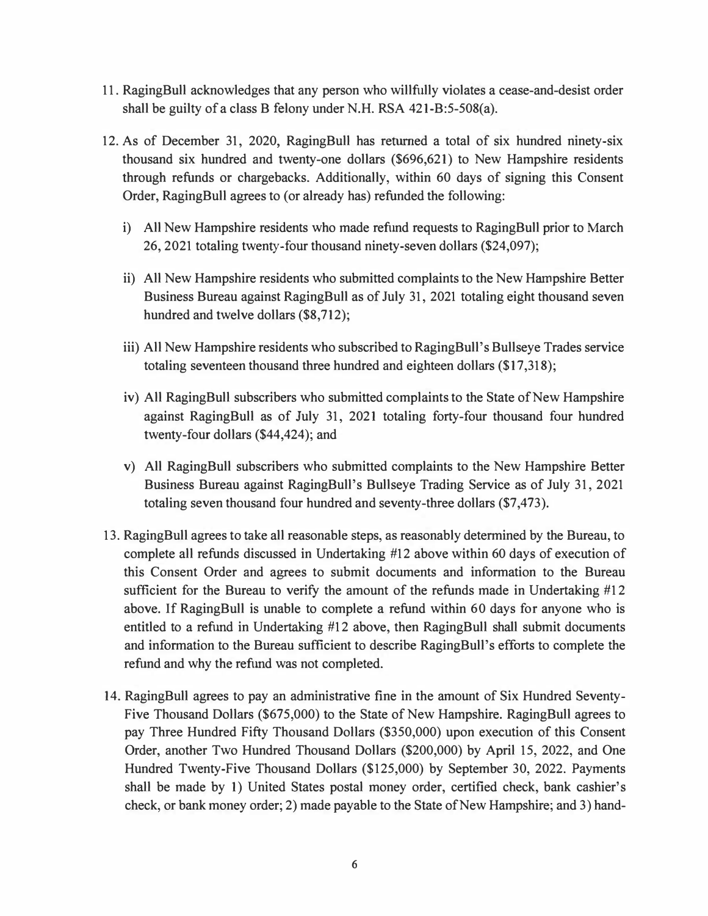11. RagingBull acknowledges that any person who willfully violates a cease-and-desist order shall be guilty of a class B felony under N.H. RSA 421-B:5-508(a).

12. As of December 31, 2020, RagingBull has returned a total of six hundred ninety-six thousand six hundred and twenty-one dollars ($696,621) to New Hampshire residents through refunds or chargebacks. Additionally, within 60 days of signing this Consent Order, RagingBull agrees to (or already has) refunded the following:

    i) All New Hampshire residents who made refund requests to RagingBull prior to March 26, 2021 totaling twenty-four thousand ninety-seven dollars ($24,097);

    ii) All New Hampshire residents who submitted complaints to the New Hampshire Better Business Bureau against RagingBull as of July 31, 2021 totaling eight thousand seven hundred and twelve dollars ($8,712);

    iii) All New Hampshire residents who subscribed to RagingBull's Bullseye Trades service totaling seventeen thousand three hundred and eighteen dollars ($17,318);

    iv) All RagingBull subscribers who submitted complaints to the State of New Hampshire against RagingBull as of July 31, 2021 totaling forty-four thousand four hundred twenty-four dollars ($44,424); and

    v) All RagingBull subscribers who submitted complaints to the New Hampshire Better Business Bureau against RagingBull's Bullseye Trading Service as of July 31, 2021 totaling seven thousand four hundred and seventy-three dollars ($7,473).

13. RagingBull agrees to take all reasonable steps, as reasonably determined by the Bureau, to complete all refunds discussed in Undertaking #12 above within 60 days of execution of this Consent Order and agrees to submit documents and information to the Bureau sufficient for the Bureau to verify the amount of the refunds made in Undertaking #12 above. If RagingBull is unable to complete a refund within 60 days for anyone who is entitled to a refund in Undertaking #12 above, then RagingBull shall submit documents and information to the Bureau sufficient to describe RagingBull's efforts to complete the refund and why the refund was not completed.

14. RagingBull agrees to pay an administrative fine in the amount of Six Hundred Seventy-Five Thousand Dollars ($675,000) to the State of New Hampshire. RagingBull agrees to pay Three Hundred Fifty Thousand Dollars ($350,000) upon execution of this Consent Order, another Two Hundred Thousand Dollars ($200,000) by April 15, 2022, and One Hundred Twenty-Five Thousand Dollars ($125,000) by September 30, 2022. Payments shall be made by 1) United States postal money order, certified check, bank cashier's check, or bank money order; 2) made payable to the State of New Hampshire; and 3) hand-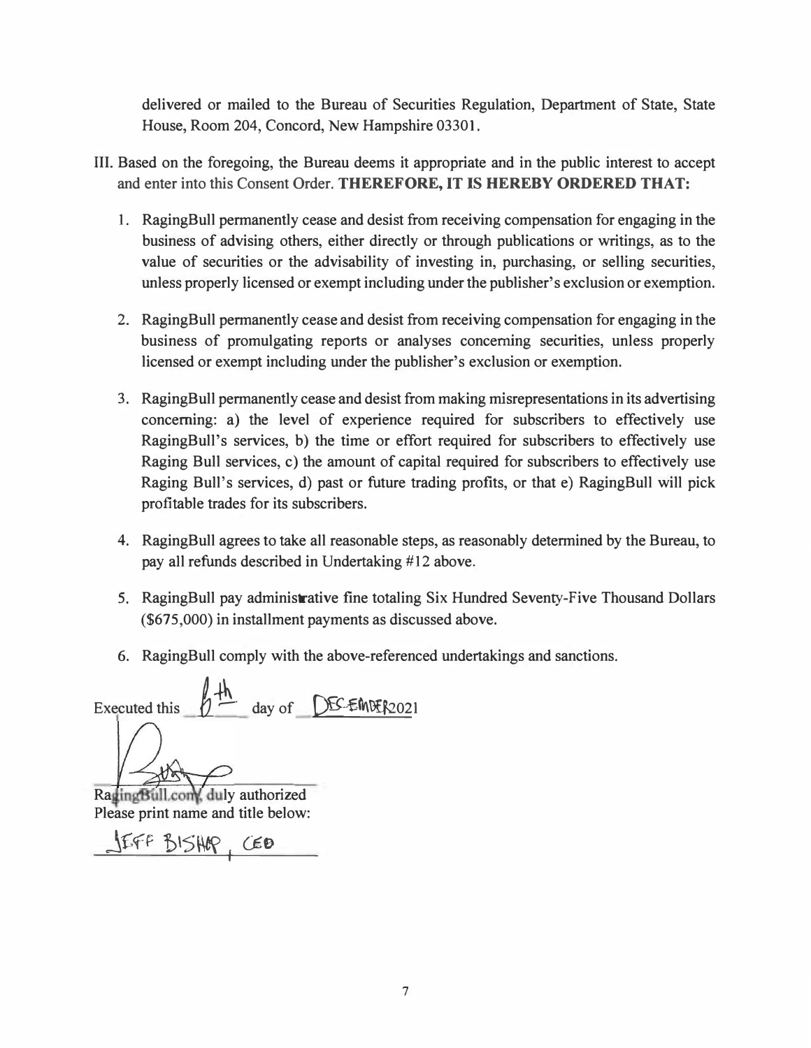delivered or mailed to the Bureau of Securities Regulation, Department of State, State House, Room 204, Concord, New Hampshire 03301.

III. Based on the foregoing, the Bureau deems it appropriate and in the public interest to accept and enter into this Consent Order. **THEREFORE, IT IS HEREBY ORDERED THAT:**

1. RagingBull permanently cease and desist from receiving compensation for engaging in the business of advising others, either directly or through publications or writings, as to the value of securities or the advisability of investing in, purchasing, or selling securities, unless properly licensed or exempt including under the publisher's exclusion or exemption.

2. RagingBull permanently cease and desist from receiving compensation for engaging in the business of promulgating reports or analyses concerning securities, unless properly licensed or exempt including under the publisher's exclusion or exemption.

3. RagingBull permanently cease and desist from making misrepresentations in its advertising concerning: a) the level of experience required for subscribers to effectively use RagingBull's services, b) the time or effort required for subscribers to effectively use Raging Bull services, c) the amount of capital required for subscribers to effectively use Raging Bull's services, d) past or future trading profits, or that e) RagingBull will pick profitable trades for its subscribers.

4. RagingBull agrees to take all reasonable steps, as reasonably determined by the Bureau, to pay all refunds described in Undertaking #12 above.

5. RagingBull pay administrative fine totaling Six Hundred Seventy-Five Thousand Dollars ($675,000) in installment payments as discussed above.

6. RagingBull comply with the above-referenced undertakings and sanctions.

Executed this 6th day of DECEMBER 2021

RagingBull.com, duly authorized
Please print name and title below:

JEFF BISHOP, CEO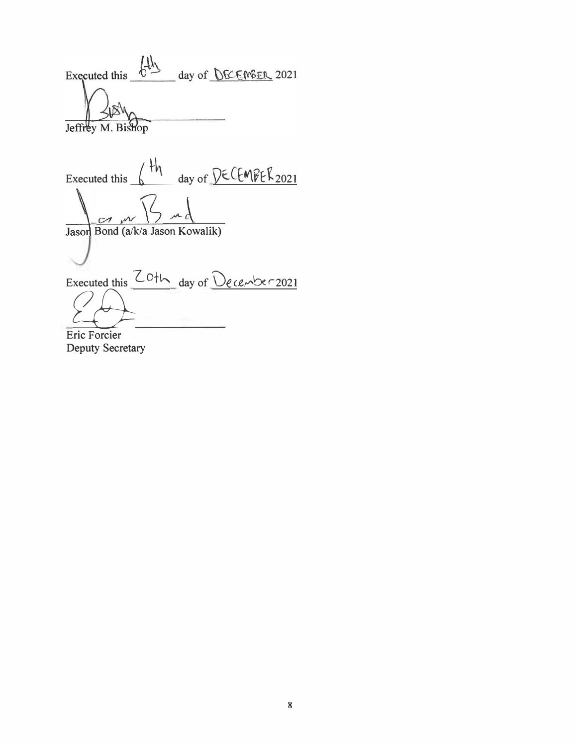Executed this 6th day of DECEMBER 2021

Jeffrey M. Bishop

Executed this 6th day of DECEMBER 2021

Jason Bond (a/k/a Jason Kowalik)

Executed this 20th day of December 2021

Eric Forcier
Deputy Secretary